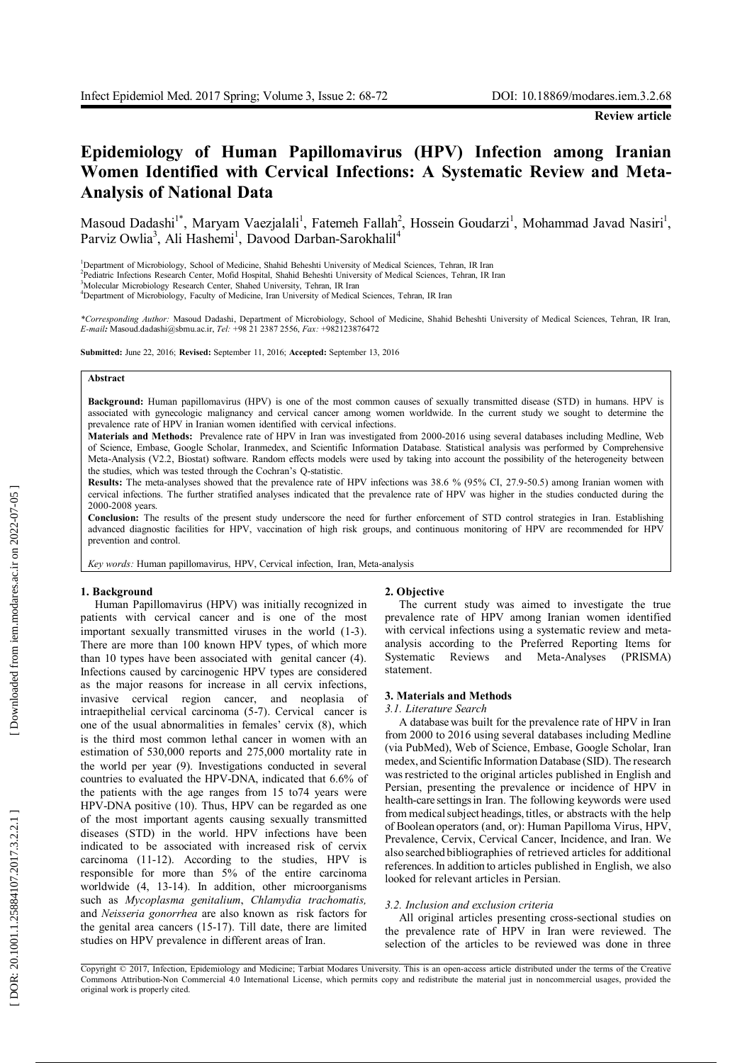**Review article**

# Epidemiology of Human Papillomavirus (HPV) Infection among Iranian Women Identified with Cervical Infections: A Systematic Review and Meta-Analysis of National Data

Masoud Dadashi[1*], Maryam Vaezjalali[1], Fatemeh Fallah[2], Hossein Goudarzi[1], Mohammad Javad Nasiri[1], Parviz Owlia[3], Ali Hashemi[1], Davood Darban-Sarokhalil[4]

[1]Department of Microbiology, School of Medicine, Shahid Beheshti University of Medical Sciences, Tehran, IR Iran
[2]Pediatric Infections Research Center, Mofid Hospital, Shahid Beheshti University of Medical Sciences, Tehran, IR Iran
[3]Molecular Microbiology Research Center, Shahed University, Tehran, IR Iran
[4]Department of Microbiology, Faculty of Medicine, Iran University of Medical Sciences, Tehran, IR Iran

*\*Corresponding Author:* Masoud Dadashi, Department of Microbiology, School of Medicine, Shahid Beheshti University of Medical Sciences, Tehran, IR Iran, *E-mail:* Masoud.dadashi@sbmu.ac.ir, *Tel:* +98 21 2387 2556, *Fax:* +982123876472

**Submitted:** June 22, 2016; **Revised:** September 11, 2016; **Accepted:** September 13, 2016

**Abstract**

**Background:** Human papillomavirus (HPV) is one of the most common causes of sexually transmitted disease (STD) in humans. HPV is associated with gynecologic malignancy and cervical cancer among women worldwide. In the current study we sought to determine the prevalence rate of HPV in Iranian women identified with cervical infections.

**Materials and Methods:** Prevalence rate of HPV in Iran was investigated from 2000-2016 using several databases including Medline, Web of Science, Embase, Google Scholar, Iranmedex, and Scientific Information Database. Statistical analysis was performed by Comprehensive Meta-Analysis (V2.2, Biostat) software. Random effects models were used by taking into account the possibility of the heterogeneity between the studies, which was tested through the Cochran's Q-statistic.

**Results:** The meta-analyses showed that the prevalence rate of HPV infections was 38.6 % (95% CI, 27.9-50.5) among Iranian women with cervical infections. The further stratified analyses indicated that the prevalence rate of HPV was higher in the studies conducted during the 2000-2008 years.

**Conclusion:** The results of the present study underscore the need for further enforcement of STD control strategies in Iran. Establishing advanced diagnostic facilities for HPV, vaccination of high risk groups, and continuous monitoring of HPV are recommended for HPV prevention and control.

*Key words:* Human papillomavirus, HPV, Cervical infection, Iran, Meta-analysis

## 1. Background

Human Papillomavirus (HPV) was initially recognized in patients with cervical cancer and is one of the most important sexually transmitted viruses in the world (1-3). There are more than 100 known HPV types, of which more than 10 types have been associated with genital cancer (4). Infections caused by carcinogenic HPV types are considered as the major reasons for increase in all cervix infections, invasive cervical region cancer, and neoplasia of intraepithelial cervical carcinoma (5-7). Cervical cancer is one of the usual abnormalities in females' cervix (8), which is the third most common lethal cancer in women with an estimation of 530,000 reports and 275,000 mortality rate in the world per year (9). Investigations conducted in several countries to evaluated the HPV-DNA, indicated that 6.6% of the patients with the age ranges from 15 to74 years were HPV-DNA positive (10). Thus, HPV can be regarded as one of the most important agents causing sexually transmitted diseases (STD) in the world. HPV infections have been indicated to be associated with increased risk of cervix carcinoma (11-12). According to the studies, HPV is responsible for more than 5% of the entire carcinoma worldwide (4, 13-14). In addition, other microorganisms such as *Mycoplasma genitalium*, *Chlamydia trachomatis,* and *Neisseria gonorrhea* are also known as risk factors for the genital area cancers (15-17). Till date, there are limited studies on HPV prevalence in different areas of Iran.

## 2. Objective

The current study was aimed to investigate the true prevalence rate of HPV among Iranian women identified with cervical infections using a systematic review and meta-analysis according to the Preferred Reporting Items for Systematic Reviews and Meta-Analyses (PRISMA) statement.

## 3. Materials and Methods

### 3.1. Literature Search

A database was built for the prevalence rate of HPV in Iran from 2000 to 2016 using several databases including Medline (via PubMed), Web of Science, Embase, Google Scholar, Iran medex, and Scientific Information Database (SID). The research was restricted to the original articles published in English and Persian, presenting the prevalence or incidence of HPV in health-care settings in Iran. The following keywords were used from medical subject headings, titles, or abstracts with the help of Boolean operators (and, or): Human Papilloma Virus, HPV, Prevalence, Cervix, Cervical Cancer, Incidence, and Iran. We also searched bibliographies of retrieved articles for additional references. In addition to articles published in English, we also looked for relevant articles in Persian.

### 3.2. Inclusion and exclusion criteria

All original articles presenting cross-sectional studies on the prevalence rate of HPV in Iran were reviewed. The selection of the articles to be reviewed was done in three

Copyright © 2017, Infection, Epidemiology and Medicine; Tarbiat Modares University. This is an open-access article distributed under the terms of the Creative Commons Attribution-Non Commercial 4.0 International License, which permits copy and redistribute the material just in noncommercial usages, provided the original work is properly cited.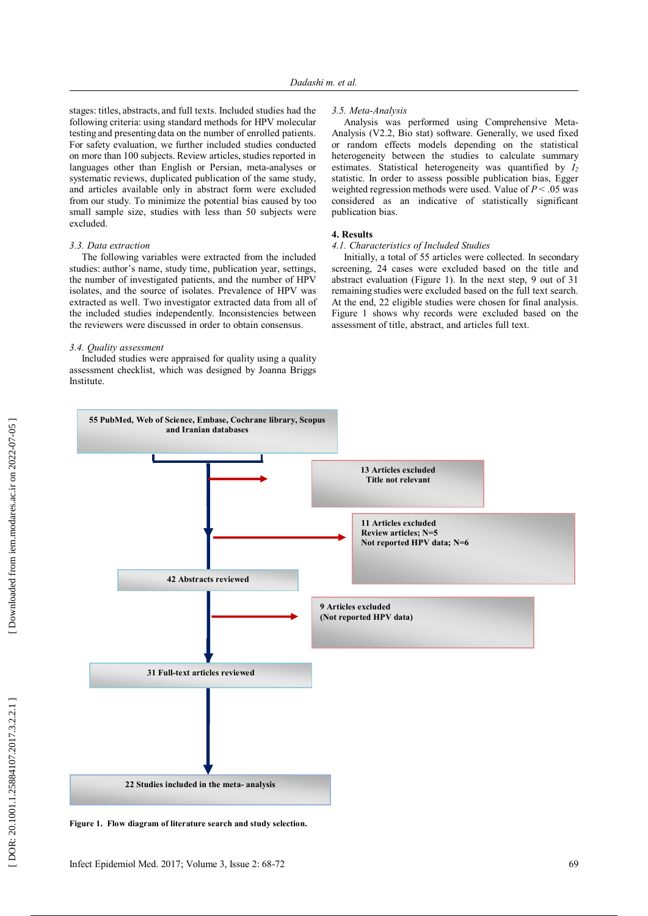stages: titles, abstracts, and full texts. Included studies had the following criteria: using standard methods for HPV molecular testing and presenting data on the number of enrolled patients. For safety evaluation, we further included studies conducted on more than 100 subjects. Review articles, studies reported in languages other than English or Persian, meta-analyses or systematic reviews, duplicated publication of the same study, and articles available only in abstract form were excluded from our study. To minimize the potential bias caused by too small sample size, studies with less than 50 subjects were excluded.

### 3.3. Data extraction

The following variables were extracted from the included studies: author's name, study time, publication year, settings, the number of investigated patients, and the number of HPV isolates, and the source of isolates. Prevalence of HPV was extracted as well. Two investigator extracted data from all of the included studies independently. Inconsistencies between the reviewers were discussed in order to obtain consensus.

### 3.4. Quality assessment

Included studies were appraised for quality using a quality assessment checklist, which was designed by Joanna Briggs Institute.

### 3.5. Meta-Analysis

Analysis was performed using Comprehensive Meta-Analysis (V2.2, Bio stat) software. Generally, we used fixed or random effects models depending on the statistical heterogeneity between the studies to calculate summary estimates. Statistical heterogeneity was quantified by $I_2$ statistic. In order to assess possible publication bias, Egger weighted regression methods were used. Value of $P < .05$ was considered as an indicative of statistically significant publication bias.

## 4. Results

### 4.1. Characteristics of Included Studies

Initially, a total of 55 articles were collected. In secondary screening, 24 cases were excluded based on the title and abstract evaluation (Figure 1). In the next step, 9 out of 31 remaining studies were excluded based on the full text search. At the end, 22 eligible studies were chosen for final analysis. Figure 1 shows why records were excluded based on the assessment of title, abstract, and articles full text.

55 PubMed, Web of Science, Embase, Cochrane library, Scopus and Iranian databases

13 Articles excluded
Title not relevant

11 Articles excluded
Review articles; N=5
Not reported HPV data; N=6

42 Abstracts reviewed

9 Articles excluded
(Not reported HPV data)

31 Full-text articles reviewed

22 Studies included in the meta- analysis

**Figure 1. Flow diagram of literature search and study selection.**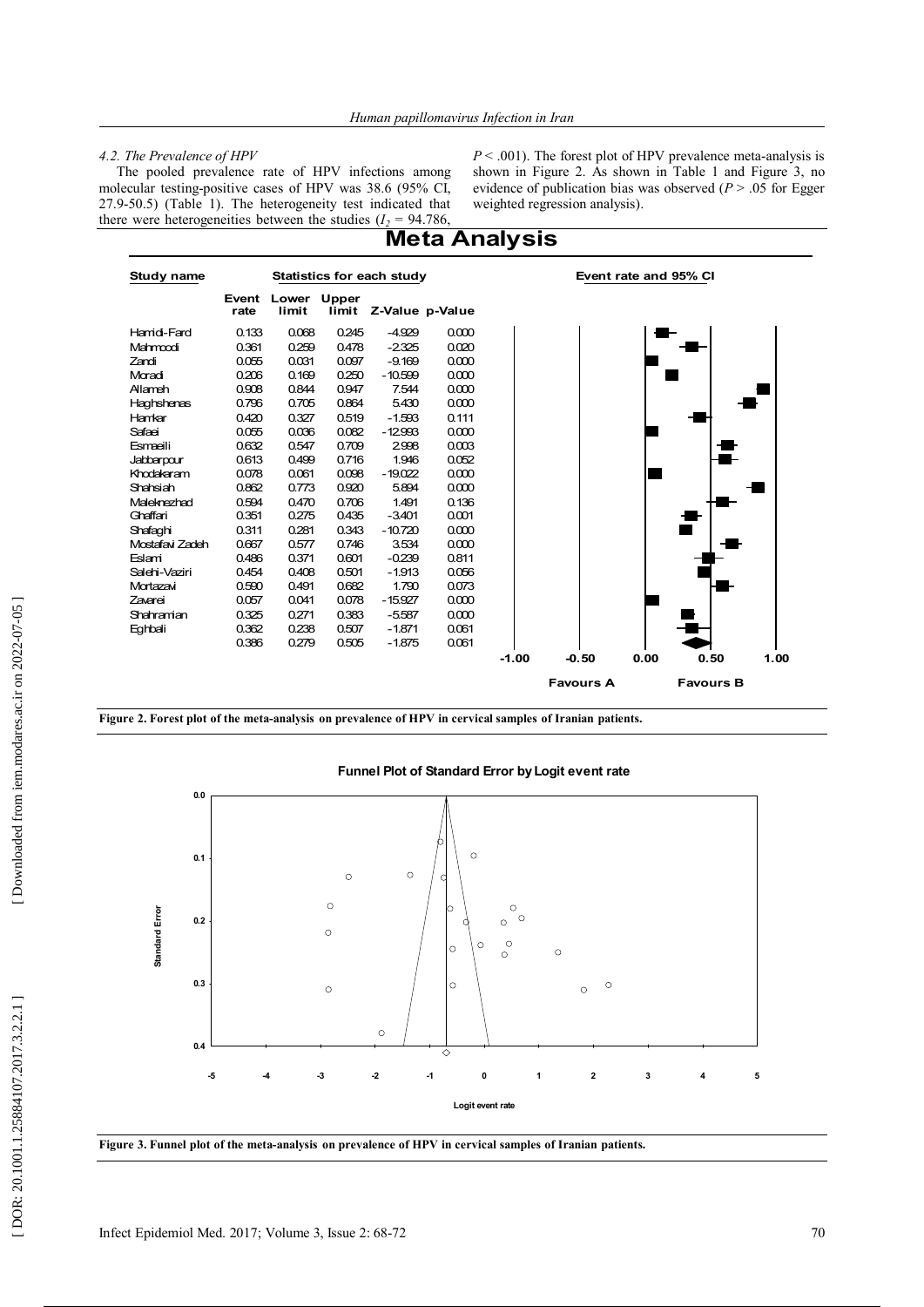### 4.2. The Prevalence of HPV

The pooled prevalence rate of HPV infections among molecular testing-positive cases of HPV was 38.6 (95% CI, 27.9-50.5) (Table 1). The heterogeneity test indicated that there were heterogeneities between the studies ($I_2$ = 94.786, $P < .001$). The forest plot of HPV prevalence meta-analysis is shown in Figure 2. As shown in Table 1 and Figure 3, no evidence of publication bias was observed ($P > .05$ for Egger weighted regression analysis).

**Meta Analysis**

| Study name | Event rate | Lower limit | Upper limit | Z-Value | p-Value |
|---|---|---|---|---|---|
| Hamidi-Fard | 0.133 | 0.068 | 0.245 | -4.929 | 0.000 |
| Mahmoodi | 0.361 | 0.259 | 0.478 | -2.325 | 0.020 |
| Zandi | 0.055 | 0.031 | 0.097 | -9.169 | 0.000 |
| Moradi | 0.206 | 0.169 | 0.250 | -10.599 | 0.000 |
| Allameh | 0.908 | 0.844 | 0.947 | 7.544 | 0.000 |
| Haghshenas | 0.796 | 0.705 | 0.864 | 5.430 | 0.000 |
| Hamkar | 0.420 | 0.327 | 0.519 | -1.593 | 0.111 |
| Safaei | 0.055 | 0.036 | 0.082 | -12.993 | 0.000 |
| Esmaeili | 0.632 | 0.547 | 0.709 | 2.998 | 0.003 |
| Jabbarpour | 0.613 | 0.499 | 0.716 | 1.946 | 0.052 |
| Khodakaram | 0.078 | 0.061 | 0.098 | -19.022 | 0.000 |
| Shahsiah | 0.862 | 0.773 | 0.920 | 5.894 | 0.000 |
| Maleknezhad | 0.594 | 0.470 | 0.706 | 1.491 | 0.136 |
| Ghaffari | 0.351 | 0.275 | 0.435 | -3.401 | 0.001 |
| Shafaghi | 0.311 | 0.281 | 0.343 | -10.720 | 0.000 |
| Mostafavi Zadeh | 0.667 | 0.577 | 0.746 | 3.534 | 0.000 |
| Eslami | 0.486 | 0.371 | 0.601 | -0.239 | 0.811 |
| Salehi-Vaziri | 0.454 | 0.408 | 0.501 | -1.913 | 0.056 |
| Mortazavi | 0.590 | 0.491 | 0.682 | 1.790 | 0.073 |
| Zavarei | 0.057 | 0.041 | 0.078 | -15.927 | 0.000 |
| Shahramian | 0.325 | 0.271 | 0.383 | -5.587 | 0.000 |
| Eghbali | 0.362 | 0.238 | 0.507 | -1.871 | 0.061 |
| | 0.386 | 0.279 | 0.505 | -1.875 | 0.061 |

Event rate and 95% CI: -1.00, -0.50, 0.00, 0.50, 1.00 — Favours A / Favours B

**Figure 2. Forest plot of the meta-analysis on prevalence of HPV in cervical samples of Iranian patients.**

**Figure 3. Funnel plot of the meta-analysis on prevalence of HPV in cervical samples of Iranian patients.**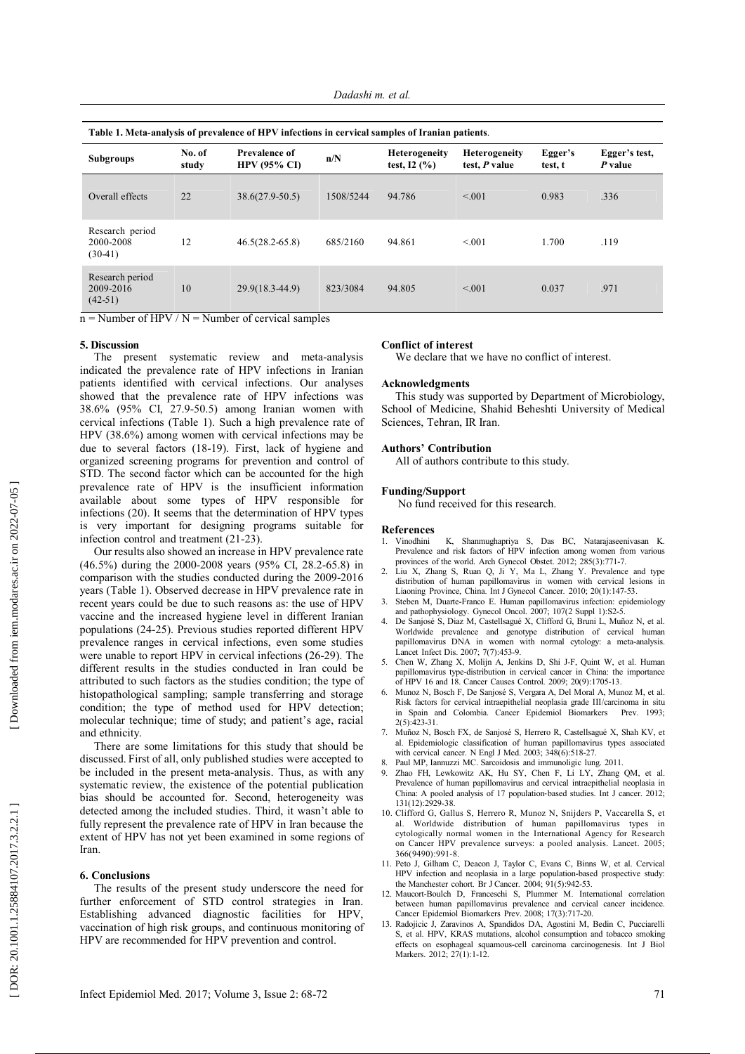**Table 1. Meta-analysis of prevalence of HPV infections in cervical samples of Iranian patients.**

| Subgroups | No. of study | Prevalence of HPV (95% CI) | n/N | Heterogeneity test, I2 (%) | Heterogeneity test, *P* value | Egger's test, t | Egger's test, *P* value |
|---|---|---|---|---|---|---|---|
| Overall effects | 22 | 38.6(27.9-50.5) | 1508/5244 | 94.786 | <.001 | 0.983 | .336 |
| Research period 2000-2008 (30-41) | 12 | 46.5(28.2-65.8) | 685/2160 | 94.861 | <.001 | 1.700 | .119 |
| Research period 2009-2016 (42-51) | 10 | 29.9(18.3-44.9) | 823/3084 | 94.805 | <.001 | 0.037 | .971 |

n = Number of HPV / N = Number of cervical samples

## 5. Discussion

The present systematic review and meta-analysis indicated the prevalence rate of HPV infections in Iranian patients identified with cervical infections. Our analyses showed that the prevalence rate of HPV infections was 38.6% (95% CI, 27.9-50.5) among Iranian women with cervical infections (Table 1). Such a high prevalence rate of HPV (38.6%) among women with cervical infections may be due to several factors (18-19). First, lack of hygiene and organized screening programs for prevention and control of STD. The second factor which can be accounted for the high prevalence rate of HPV is the insufficient information available about some types of HPV responsible for infections (20). It seems that the determination of HPV types is very important for designing programs suitable for infection control and treatment (21-23).

Our results also showed an increase in HPV prevalence rate (46.5%) during the 2000-2008 years (95% CI, 28.2-65.8) in comparison with the studies conducted during the 2009-2016 years (Table 1). Observed decrease in HPV prevalence rate in recent years could be due to such reasons as: the use of HPV vaccine and the increased hygiene level in different Iranian populations (24-25). Previous studies reported different HPV prevalence ranges in cervical infections, even some studies were unable to report HPV in cervical infections (26-29). The different results in the studies conducted in Iran could be attributed to such factors as the studies condition; the type of histopathological sampling; sample transferring and storage condition; the type of method used for HPV detection; molecular technique; time of study; and patient's age, racial and ethnicity.

There are some limitations for this study that should be discussed. First of all, only published studies were accepted to be included in the present meta-analysis. Thus, as with any systematic review, the existence of the potential publication bias should be accounted for. Second, heterogeneity was detected among the included studies. Third, it wasn't able to fully represent the prevalence rate of HPV in Iran because the extent of HPV has not yet been examined in some regions of Iran.

## 6. Conclusions

The results of the present study underscore the need for further enforcement of STD control strategies in Iran. Establishing advanced diagnostic facilities for HPV, vaccination of high risk groups, and continuous monitoring of HPV are recommended for HPV prevention and control.

### Conflict of interest

We declare that we have no conflict of interest.

### Acknowledgments

This study was supported by Department of Microbiology, School of Medicine, Shahid Beheshti University of Medical Sciences, Tehran, IR Iran.

### Authors' Contribution

All of authors contribute to this study.

### Funding/Support

No fund received for this research.

### References

1. Vinodhini K, Shanmughapriya S, Das BC, Natarajaseenivasan K. Prevalence and risk factors of HPV infection among women from various provinces of the world. Arch Gynecol Obstet. 2012; 285(3):771-7.
2. Liu X, Zhang S, Ruan Q, Ji Y, Ma L, Zhang Y. Prevalence and type distribution of human papillomavirus in women with cervical lesions in Liaoning Province, China. Int J Gynecol Cancer. 2010; 20(1):147-53.
3. Steben M, Duarte-Franco E. Human papillomavirus infection: epidemiology and pathophysiology. Gynecol Oncol. 2007; 107(2 Suppl 1):S2-5.
4. De Sanjosé S, Diaz M, Castellsagué X, Clifford G, Bruni L, Muñoz N, et al. Worldwide prevalence and genotype distribution of cervical human papillomavirus DNA in women with normal cytology: a meta-analysis. Lancet Infect Dis. 2007; 7(7):453-9.
5. Chen W, Zhang X, Molijn A, Jenkins D, Shi J-F, Quint W, et al. Human papillomavirus type-distribution in cervical cancer in China: the importance of HPV 16 and 18. Cancer Causes Control. 2009; 20(9):1705-13.
6. Munoz N, Bosch F, De Sanjosé S, Vergara A, Del Moral A, Munoz M, et al. Risk factors for cervical intraepithelial neoplasia grade III/carcinoma in situ in Spain and Colombia. Cancer Epidemiol Biomarkers Prev. 1993; 2(5):423-31.
7. Muñoz N, Bosch FX, de Sanjosé S, Herrero R, Castellsagué X, Shah KV, et al. Epidemiologic classification of human papillomavirus types associated with cervical cancer. N Engl J Med. 2003; 348(6):518-27.
8. Paul MP, Iannuzzi MC. Sarcoidosis and immunoligic lung. 2011.
9. Zhao FH, Lewkowitz AK, Hu SY, Chen F, Li LY, Zhang QM, et al. Prevalence of human papillomavirus and cervical intraepithelial neoplasia in China: A pooled analysis of 17 population-based studies. Int J cancer. 2012; 131(12):2929-38.
10. Clifford G, Gallus S, Herrero R, Munoz N, Snijders P, Vaccarella S, et al. Worldwide distribution of human papillomavirus types in cytologically normal women in the International Agency for Research on Cancer HPV prevalence surveys: a pooled analysis. Lancet. 2005; 366(9490):991-8.
11. Peto J, Gilham C, Deacon J, Taylor C, Evans C, Binns W, et al. Cervical HPV infection and neoplasia in a large population-based prospective study: the Manchester cohort. Br J Cancer. 2004; 91(5):942-53.
12. Maucort-Boulch D, Franceschi S, Plummer M. International correlation between human papillomavirus prevalence and cervical cancer incidence. Cancer Epidemiol Biomarkers Prev. 2008; 17(3):717-20.
13. Radojicic J, Zaravinos A, Spandidos DA, Agostini M, Bedin C, Pucciarelli S, et al. HPV, KRAS mutations, alcohol consumption and tobacco smoking effects on esophageal squamous-cell carcinoma carcinogenesis. Int J Biol Markers. 2012; 27(1):1-12.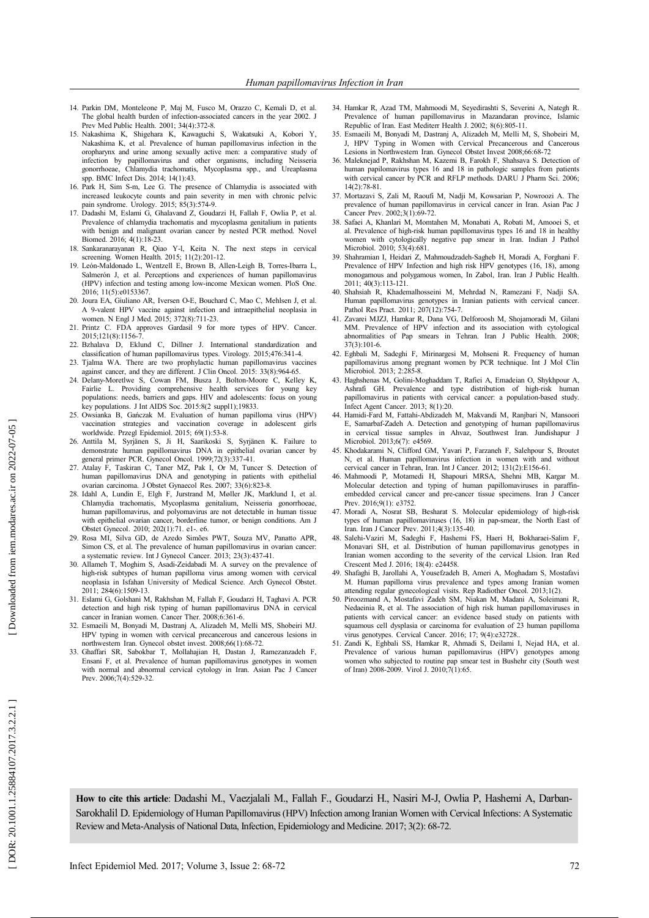14. Parkin DM, Monteleone P, Maj M, Fusco M, Orazzo C, Kemali D, et al. The global health burden of infection-associated cancers in the year 2002. J Prev Med Public Health. 2001; 34(4):372-8.
15. Nakashima K, Shigehara K, Kawaguchi S, Wakatsuki A, Kobori Y, Nakashima K, et al. Prevalence of human papillomavirus infection in the oropharynx and urine among sexually active men: a comparative study of infection by papillomavirus and other organisms, including Neisseria gonorrhoeae, Chlamydia trachomatis, Mycoplasma spp., and Ureaplasma spp. BMC Infect Dis. 2014; 14(1):43.
16. Park H, Sim S-m, Lee G. The presence of Chlamydia is associated with increased leukocyte counts and pain severity in men with chronic pelvic pain syndrome. Urology. 2015; 85(3):574-9.
17. Dadashi M, Eslami G, Ghalavand Z, Goudarzi H, Fallah F, Owlia P, et al. Prevalence of chlamydia trachomatis and mycoplasma genitalium in patients with benign and malignant ovarian cancer by nested PCR method. Novel Biomed. 2016; 4(1):18-23.
18. Sankaranarayanan R, Qiao Y-l, Keita N. The next steps in cervical screening. Women Health. 2015; 11(2):201-12.
19. León-Maldonado L, Wentzell E, Brown B, Allen-Leigh B, Torres-Ibarra L, Salmerón J, et al. Perceptions and experiences of human papillomavirus (HPV) infection and testing among low-income Mexican women. PloS One. 2016; 11(5):e0153367.
20. Joura EA, Giuliano AR, Iversen O-E, Bouchard C, Mao C, Mehlsen J, et al. A 9-valent HPV vaccine against infection and intraepithelial neoplasia in women. N Engl J Med. 2015; 372(8):711-23.
21. Printz C. FDA approves Gardasil 9 for more types of HPV. Cancer. 2015;121(8):1156-7.
22. Bzhalava D, Eklund C, Dillner J. International standardization and classification of human papillomavirus types. Virology. 2015;476:341-4.
23. Tjalma WA. There are two prophylactic human papillomavirus vaccines against cancer, and they are different. J Clin Oncol. 2015: 33(8):964-65.
24. Delany-Moretlwe S, Cowan FM, Busza J, Bolton-Moore C, Kelley K, Fairlie L. Providing comprehensive health services for young key populations: needs, barriers and gaps. HIV and adolescents: focus on young key populations. J Int AIDS Soc. 2015:8(2 suppl1);19833.
25. Owsianka B, Gańczak M. Evaluation of human papilloma virus (HPV) vaccination strategies and vaccination coverage in adolescent girls worldwide. Przegl Epidemiol. 2015; 69(1):53-8.
26. Anttila M, Syrjänen S, Ji H, Saarikoski S, Syrjänen K. Failure to demonstrate human papillomavirus DNA in epithelial ovarian cancer by general primer PCR. Gynecol Oncol. 1999;72(3):337-41.
27. Atalay F, Taskiran C, Taner MZ, Pak I, Or M, Tuncer S. Detection of human papillomavirus DNA and genotyping in patients with epithelial ovarian carcinoma. J Obstet Gynaecol Res. 2007; 33(6):823-8.
28. Idahl A, Lundin E, Elgh F, Jurstrand M, Møller JK, Marklund I, et al. Chlamydia trachomatis, Mycoplasma genitalium, Neisseria gonorrhoeae, human papillomavirus, and polyomavirus are not detectable in human tissue with epithelial ovarian cancer, borderline tumor, or benign conditions. Am J Obstet Gynecol. 2010; 202(1):71. e1- e6.
29. Rosa MI, Silva GD, de Azedo Simões PWT, Souza MV, Panatto APR, Simon CS, et al. The prevalence of human papillomavirus in ovarian cancer: a systematic review. Int J Gynecol Cancer. 2013; 23(3):437-41.
30. Allameh T, Moghim S, Asadi-Zeidabadi M. A survey on the prevalence of high-risk subtypes of human papilloma virus among women with cervical neoplasia in Isfahan University of Medical Science. Arch Gynecol Obstet. 2011; 284(6):1509-13.
31. Eslami G, Golshani M, Rakhshan M, Fallah F, Goudarzi H, Taghavi A. PCR detection and high risk typing of human papillomavirus DNA in cervical cancer in Iranian women. Cancer Ther. 2008;6:361-6.
32. Esmaeili M, Bonyadi M, Dastranj A, Alizadeh M, Melli MS, Shobeiri MJ. HPV typing in women with cervical precancerous and cancerous lesions in northwestern Iran. Gynecol obstet invest. 2008;66(1):68-72.
33. Ghaffari SR, Sabokbar T, Mollahajian H, Dastan J, Ramezanzadeh F, Ensani F, et al. Prevalence of human papillomavirus genotypes in women with normal and abnormal cervical cytology in Iran. Asian Pac J Cancer Prev. 2006;7(4):529-32.
34. Hamkar R, Azad TM, Mahmoodi M, Seyedirashti S, Severini A, Nategh R. Prevalence of human papillomavirus in Mazandaran province, Islamic Republic of Iran. East Mediterr Health J. 2002; 8(6):805-11.
35. Esmaeili M, Bonyadi M, Dastranj A, Alizadeh M, Melli M, S, Shobeiri M, J, HPV Typing in Women with Cervical Precancerous and Cancerous Lesions in Northwestern Iran. Gynecol Obstet Invest 2008;66:68-72
36. Maleknejad P, Rakhshan M, Kazemi B, Farokh F, Shahsava S. Detection of human papilomavirus types 16 and 18 in pathologic samples from patients with cervical cancer by PCR and RFLP methods. DARU J Pharm Sci. 2006; 14(2):78-81.
37. Mortazavi S, Zali M, Raoufi M, Nadji M, Kowsarian P, Nowroozi A. The prevalence of human papillomavirus in cervical cancer in Iran. Asian Pac J Cancer Prev. 2002;3(1):69-72.
38. Safaei A, Khanlari M, Momtahen M, Monabati A, Robati M, Amooei S, et al. Prevalence of high-risk human papillomavirus types 16 and 18 in healthy women with cytologically negative pap smear in Iran. Indian J Pathol Microbiol. 2010; 53(4):681.
39. Shahramian I, Heidari Z, Mahmoudzadeh-Sagheb H, Moradi A, Forghani F. Prevalence of HPV Infection and high risk HPV genotypes (16, 18), among monogamous and polygamous women, In Zabol, Iran. Iran J Public Health. 2011; 40(3):113-121.
40. Shahsiah R, Khademalhosseini M, Mehrdad N, Ramezani F, Nadji SA. Human papillomavirus genotypes in Iranian patients with cervical cancer. Pathol Res Pract. 2011; 207(12):754-7.
41. Zavarei MJZJ, Hamkar R, Dana VG, Delforoosh M, Shojamoradi M, Gilani MM. Prevalence of HPV infection and its association with cytological abnormalities of Pap smears in Tehran. Iran J Public Health. 2008; 37(3):101-6.
42. Eghbali M, Sadeghi F, Mirinargesi M, Mohseni R. Frequency of human papillomavirus among pregnant women by PCR technique. Int J Mol Clin Microbiol. 2013; 2:285-8.
43. Haghshenas M, Golini-Moghaddam T, Rafiei A, Emadeian O, Shykhpour A, Ashrafi GH. Prevalence and type distribution of high-risk human papillomavirus in patients with cervical cancer: a population-based study. Infect Agent Cancer. 2013; 8(1):20.
44. Hamidi-Fard M, Fattahi-Abdizadeh M, Makvandi M, Ranjbari N, Mansoori E, Samarbaf-Zadeh A. Detection and genotyping of human papillomavirus in cervical tissue samples in Ahvaz, Southwest Iran. Jundishapur J Microbiol. 2013;6(7): e4569.
45. Khodakarami N, Clifford GM, Yavari P, Farzaneh F, Salehpour S, Broutet N, et al. Human papillomavirus infection in women with and without cervical cancer in Tehran, Iran. Int J Cancer. 2012; 131(2):E156-61.
46. Mahmoodi P, Motamedi H, Shapouri MRSA, Shehni MB, Kargar M. Molecular detection and typing of human papillomaviruses in paraffin-embedded cervical cancer and pre-cancer tissue specimens. Iran J Cancer Prev. 2016;9(1): e3752.
47. Moradi A, Nosrat SB, Besharat S. Molecular epidemiology of high-risk types of human papillomaviruses (16, 18) in pap-smear, the North East of Iran. Iran J Cancer Prev. 2011;4(3):135-40.
48. Salehi-Vaziri M, Sadeghi F, Hashemi FS, Haeri H, Bokharaei-Salim F, Monavari SH, et al. Distribution of human papillomavirus genotypes in Iranian women according to the severity of the cervical Llsion. Iran Red Crescent Med J. 2016; 18(4): e24458.
49. Shafaghi B, Jarollahi A, Yousefzadeh B, Ameri A, Moghadam S, Mostafavi M. Human papilloma virus prevalence and types among Iranian women attending regular gynecological visits. Rep Radiother Oncol. 2013;1(2).
50. Piroozmand A, Mostafavi Zadeh SM, Niakan M, Madani A, Soleimani R, Nedaeinia R, et al. The association of high risk human papillomaviruses in patients with cervical cancer: an evidence based study on patients with squamous cell dysplasia or carcinoma for evaluation of 23 human papilloma virus genotypes. Cervical Cancer. 2016; 17; 9(4):e32728..
51. Zandi K, Eghbali SS, Hamkar R, Ahmadi S, Deilami I, Nejad HA, et al. Prevalence of various human papillomavirus (HPV) genotypes among women who subjected to routine pap smear test in Bushehr city (South west of Iran) 2008-2009. Virol J. 2010;7(1):65.

**How to cite this article**: Dadashi M., Vaezjalali M., Fallah F., Goudarzi H., Nasiri M-J, Owlia P, Hashemi A, Darban-Sarokhalil D. Epidemiology of Human Papillomavirus (HPV) Infection among Iranian Women with Cervical Infections: A Systematic Review and Meta-Analysis of National Data, Infection, Epidemiology and Medicine. 2017; 3(2): 68-72.